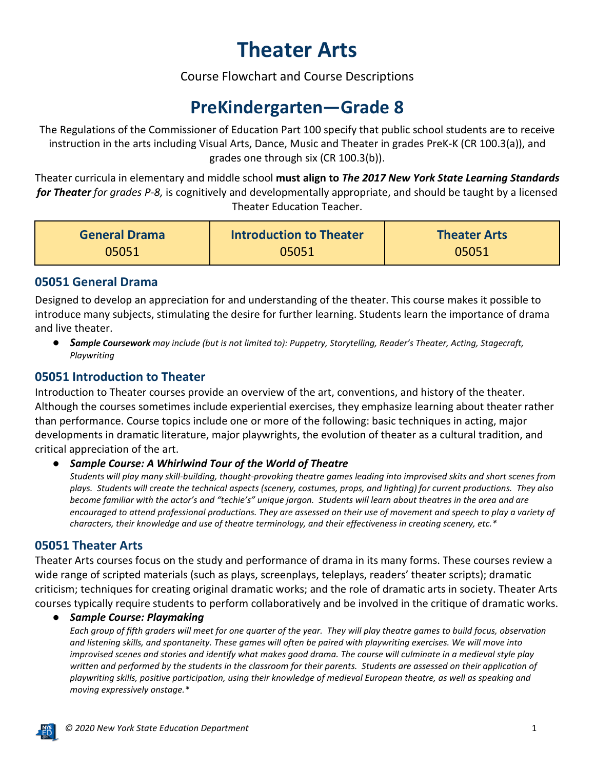# Theater Arts

Course Flowchart and Course Descriptions

## PreKindergarten—Grade 8

The Regulations of the Commissioner of Education Part 100 specify that public school students are to receive instruction in the arts including Visual Arts, Dance, Music and Theater in grades PreK-K (CR 100.3(a)), and grades one through six (CR 100.3(b)).

Theater curricula in elementary and middle school **must align to *The 2017 New York State Learning Standards for Theater*** *for grades P-8,* is cognitively and developmentally appropriate, and should be taught by a licensed Theater Education Teacher.

| General Drama 05051 | Introduction to Theater 05051 | Theater Arts 05051 |
|---|---|---|

### 05051 General Drama

Designed to develop an appreciation for and understanding of the theater. This course makes it possible to introduce many subjects, stimulating the desire for further learning. Students learn the importance of drama and live theater.

- ***Sample Coursework*** *may include (but is not limited to): Puppetry, Storytelling, Reader's Theater, Acting, Stagecraft, Playwriting*

### 05051 Introduction to Theater

Introduction to Theater courses provide an overview of the art, conventions, and history of the theater. Although the courses sometimes include experiential exercises, they emphasize learning about theater rather than performance. Course topics include one or more of the following: basic techniques in acting, major developments in dramatic literature, major playwrights, the evolution of theater as a cultural tradition, and critical appreciation of the art.

- ***Sample Course: A Whirlwind Tour of the World of Theatre***
  *Students will play many skill-building, thought-provoking theatre games leading into improvised skits and short scenes from plays. Students will create the technical aspects (scenery, costumes, props, and lighting) for current productions. They also become familiar with the actor's and "techie's" unique jargon. Students will learn about theatres in the area and are encouraged to attend professional productions. They are assessed on their use of movement and speech to play a variety of characters, their knowledge and use of theatre terminology, and their effectiveness in creating scenery, etc.**

### 05051 Theater Arts

Theater Arts courses focus on the study and performance of drama in its many forms. These courses review a wide range of scripted materials (such as plays, screenplays, teleplays, readers' theater scripts); dramatic criticism; techniques for creating original dramatic works; and the role of dramatic arts in society. Theater Arts courses typically require students to perform collaboratively and be involved in the critique of dramatic works.

- ***Sample Course: Playmaking***
  *Each group of fifth graders will meet for one quarter of the year. They will play theatre games to build focus, observation and listening skills, and spontaneity. These games will often be paired with playwriting exercises. We will move into improvised scenes and stories and identify what makes good drama. The course will culminate in a medieval style play written and performed by the students in the classroom for their parents. Students are assessed on their application of playwriting skills, positive participation, using their knowledge of medieval European theatre, as well as speaking and moving expressively onstage.**

© 2020 New York State Education Department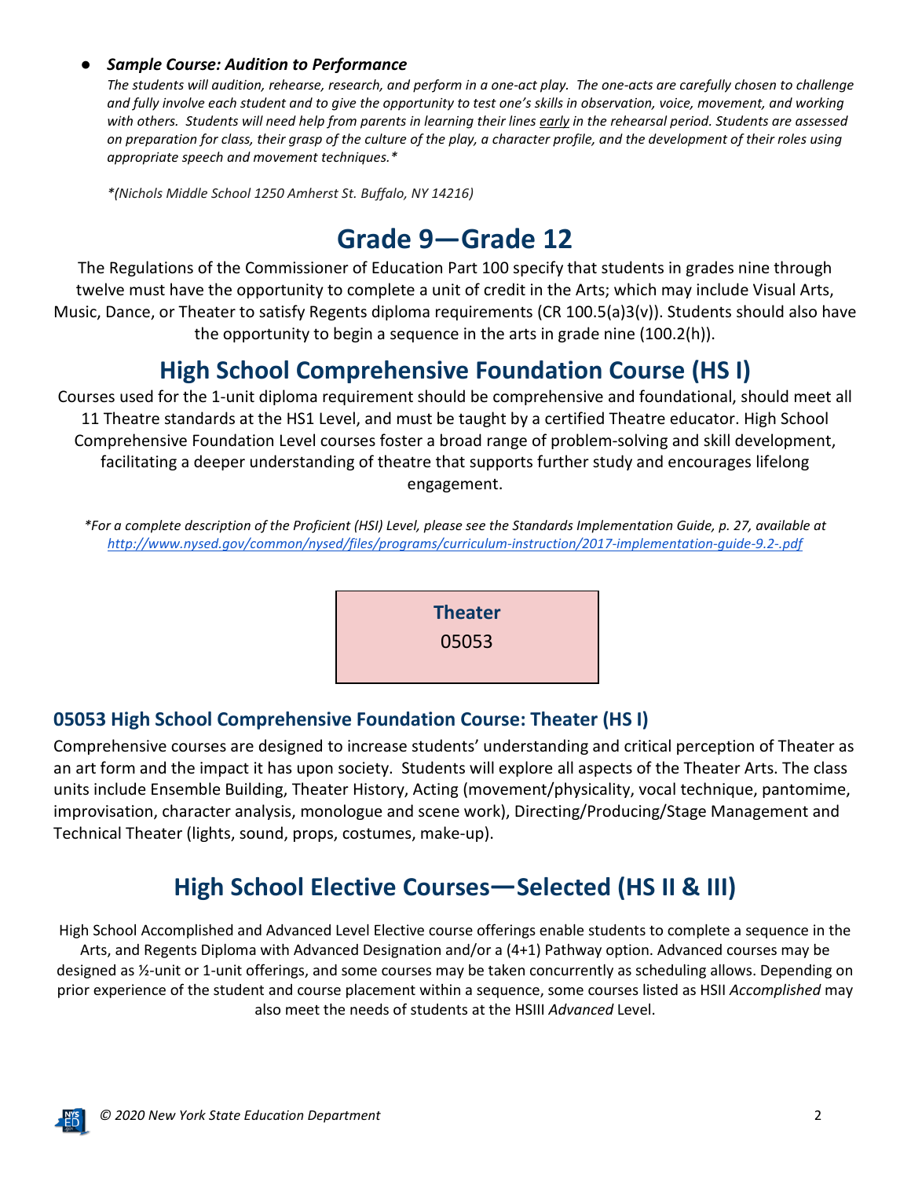- ***Sample Course: Audition to Performance***

  *The students will audition, rehearse, research, and perform in a one-act play. The one-acts are carefully chosen to challenge and fully involve each student and to give the opportunity to test one's skills in observation, voice, movement, and working with others. Students will need help from parents in learning their lines early in the rehearsal period. Students are assessed on preparation for class, their grasp of the culture of the play, a character profile, and the development of their roles using appropriate speech and movement techniques.**

  *\*(Nichols Middle School 1250 Amherst St. Buffalo, NY 14216)*

# Grade 9—Grade 12

The Regulations of the Commissioner of Education Part 100 specify that students in grades nine through twelve must have the opportunity to complete a unit of credit in the Arts; which may include Visual Arts, Music, Dance, or Theater to satisfy Regents diploma requirements (CR 100.5(a)3(v)). Students should also have the opportunity to begin a sequence in the arts in grade nine (100.2(h)).

## High School Comprehensive Foundation Course (HS I)

Courses used for the 1-unit diploma requirement should be comprehensive and foundational, should meet all 11 Theatre standards at the HS1 Level, and must be taught by a certified Theatre educator. High School Comprehensive Foundation Level courses foster a broad range of problem-solving and skill development, facilitating a deeper understanding of theatre that supports further study and encourages lifelong engagement.

*\*For a complete description of the Proficient (HSI) Level, please see the Standards Implementation Guide, p. 27, available at http://www.nysed.gov/common/nysed/files/programs/curriculum-instruction/2017-implementation-guide-9.2-.pdf*

| **Theater** |
|---|
| 05053 |

### 05053 High School Comprehensive Foundation Course: Theater (HS I)

Comprehensive courses are designed to increase students' understanding and critical perception of Theater as an art form and the impact it has upon society. Students will explore all aspects of the Theater Arts. The class units include Ensemble Building, Theater History, Acting (movement/physicality, vocal technique, pantomime, improvisation, character analysis, monologue and scene work), Directing/Producing/Stage Management and Technical Theater (lights, sound, props, costumes, make-up).

## High School Elective Courses—Selected (HS II & III)

High School Accomplished and Advanced Level Elective course offerings enable students to complete a sequence in the Arts, and Regents Diploma with Advanced Designation and/or a (4+1) Pathway option. Advanced courses may be designed as ½-unit or 1-unit offerings, and some courses may be taken concurrently as scheduling allows. Depending on prior experience of the student and course placement within a sequence, some courses listed as HSII *Accomplished* may also meet the needs of students at the HSIII *Advanced* Level.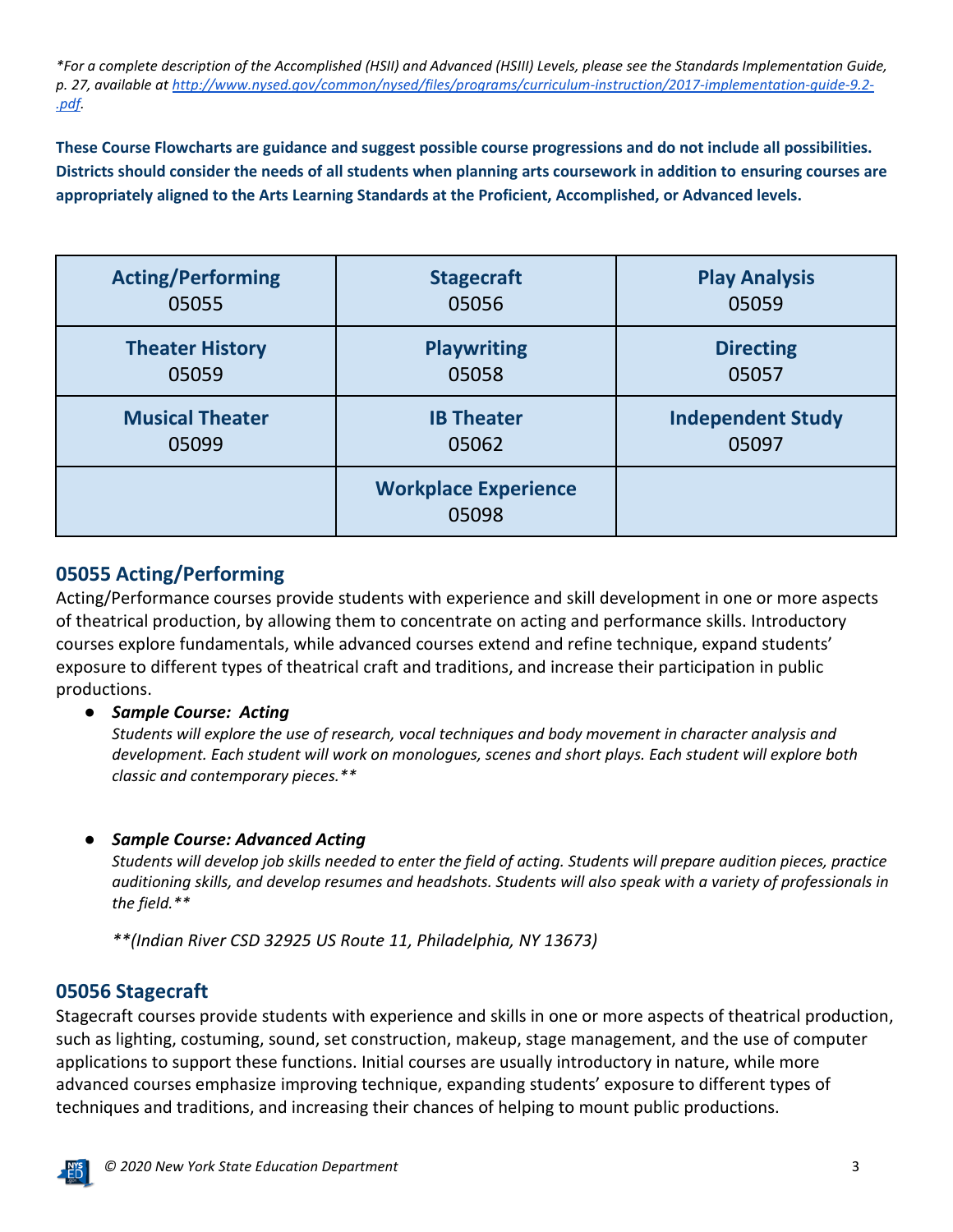*\*For a complete description of the Accomplished (HSII) and Advanced (HSIII) Levels, please see the Standards Implementation Guide, p. 27, available at [http://www.nysed.gov/common/nysed/files/programs/curriculum-instruction/2017-implementation-guide-9.2-.pdf](http://www.nysed.gov/common/nysed/files/programs/curriculum-instruction/2017-implementation-guide-9.2-.pdf).*

**These Course Flowcharts are guidance and suggest possible course progressions and do not include all possibilities. Districts should consider the needs of all students when planning arts coursework in addition to ensuring courses are appropriately aligned to the Arts Learning Standards at the Proficient, Accomplished, or Advanced levels.**

| | | |
|---|---|---|
| **Acting/Performing** 05055 | **Stagecraft** 05056 | **Play Analysis** 05059 |
| **Theater History** 05059 | **Playwriting** 05058 | **Directing** 05057 |
| **Musical Theater** 05099 | **IB Theater** 05062 | **Independent Study** 05097 |
| | **Workplace Experience** 05098 | |

## 05055 Acting/Performing

Acting/Performance courses provide students with experience and skill development in one or more aspects of theatrical production, by allowing them to concentrate on acting and performance skills. Introductory courses explore fundamentals, while advanced courses extend and refine technique, expand students' exposure to different types of theatrical craft and traditions, and increase their participation in public productions.

- ***Sample Course: Acting***
  *Students will explore the use of research, vocal techniques and body movement in character analysis and development. Each student will work on monologues, scenes and short plays. Each student will explore both classic and contemporary pieces.\*\**

- ***Sample Course: Advanced Acting***
  *Students will develop job skills needed to enter the field of acting. Students will prepare audition pieces, practice auditioning skills, and develop resumes and headshots. Students will also speak with a variety of professionals in the field.\*\**

  *\*\*(Indian River CSD 32925 US Route 11, Philadelphia, NY 13673)*

## 05056 Stagecraft

Stagecraft courses provide students with experience and skills in one or more aspects of theatrical production, such as lighting, costuming, sound, set construction, makeup, stage management, and the use of computer applications to support these functions. Initial courses are usually introductory in nature, while more advanced courses emphasize improving technique, expanding students' exposure to different types of techniques and traditions, and increasing their chances of helping to mount public productions.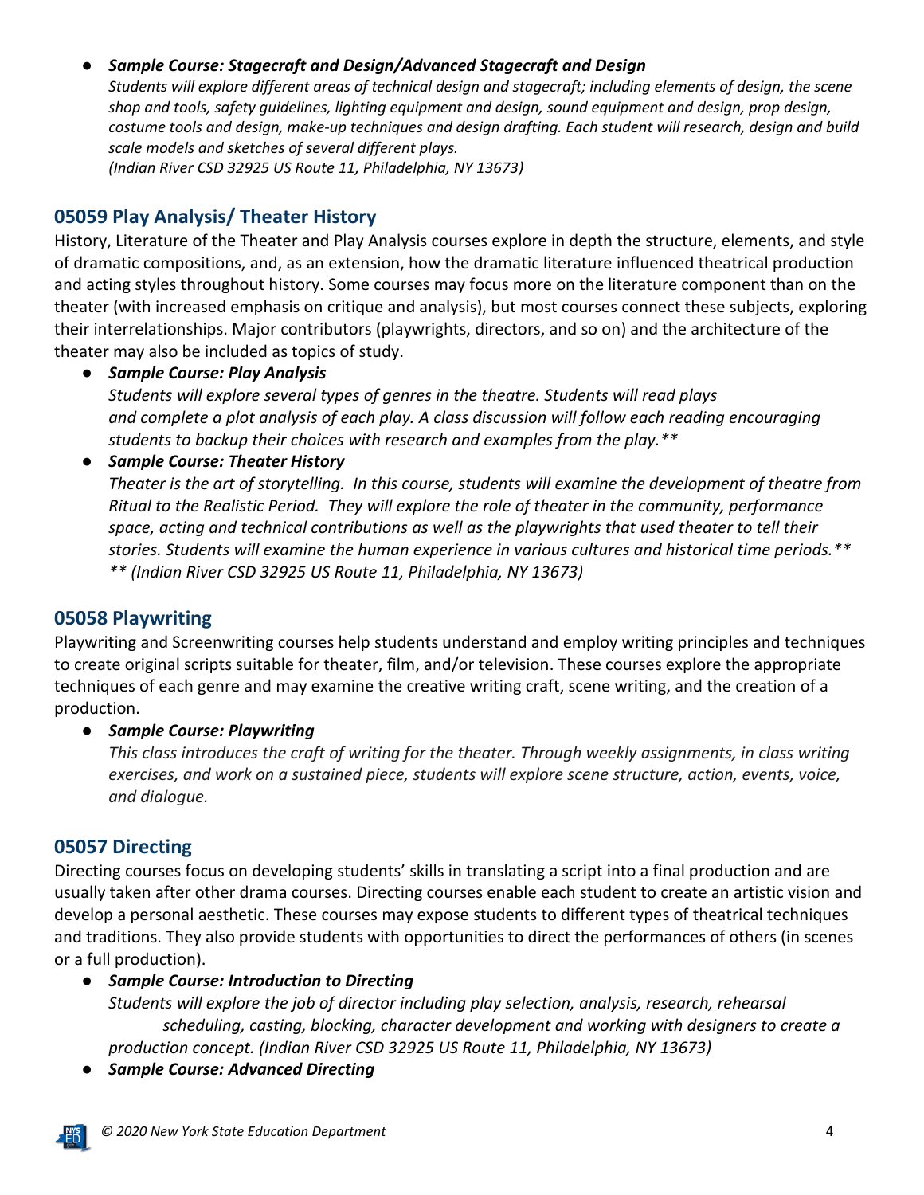- ***Sample Course: Stagecraft and Design/Advanced Stagecraft and Design***
  *Students will explore different areas of technical design and stagecraft; including elements of design, the scene shop and tools, safety guidelines, lighting equipment and design, sound equipment and design, prop design, costume tools and design, make-up techniques and design drafting. Each student will research, design and build scale models and sketches of several different plays.*
  *(Indian River CSD 32925 US Route 11, Philadelphia, NY 13673)*

## 05059 Play Analysis/ Theater History

History, Literature of the Theater and Play Analysis courses explore in depth the structure, elements, and style of dramatic compositions, and, as an extension, how the dramatic literature influenced theatrical production and acting styles throughout history. Some courses may focus more on the literature component than on the theater (with increased emphasis on critique and analysis), but most courses connect these subjects, exploring their interrelationships. Major contributors (playwrights, directors, and so on) and the architecture of the theater may also be included as topics of study.

- ***Sample Course: Play Analysis***
  *Students will explore several types of genres in the theatre. Students will read plays and complete a plot analysis of each play. A class discussion will follow each reading encouraging students to backup their choices with research and examples from the play.***
- ***Sample Course: Theater History***
  *Theater is the art of storytelling. In this course, students will examine the development of theatre from Ritual to the Realistic Period. They will explore the role of theater in the community, performance space, acting and technical contributions as well as the playwrights that used theater to tell their stories. Students will examine the human experience in various cultures and historical time periods.***
  *** (Indian River CSD 32925 US Route 11, Philadelphia, NY 13673)*

## 05058 Playwriting

Playwriting and Screenwriting courses help students understand and employ writing principles and techniques to create original scripts suitable for theater, film, and/or television. These courses explore the appropriate techniques of each genre and may examine the creative writing craft, scene writing, and the creation of a production.

- ***Sample Course: Playwriting***
  *This class introduces the craft of writing for the theater. Through weekly assignments, in class writing exercises, and work on a sustained piece, students will explore scene structure, action, events, voice, and dialogue.*

## 05057 Directing

Directing courses focus on developing students' skills in translating a script into a final production and are usually taken after other drama courses. Directing courses enable each student to create an artistic vision and develop a personal aesthetic. These courses may expose students to different types of theatrical techniques and traditions. They also provide students with opportunities to direct the performances of others (in scenes or a full production).

- ***Sample Course: Introduction to Directing***
  *Students will explore the job of director including play selection, analysis, research, rehearsal scheduling, casting, blocking, character development and working with designers to create a production concept. (Indian River CSD 32925 US Route 11, Philadelphia, NY 13673)*
- ***Sample Course: Advanced Directing***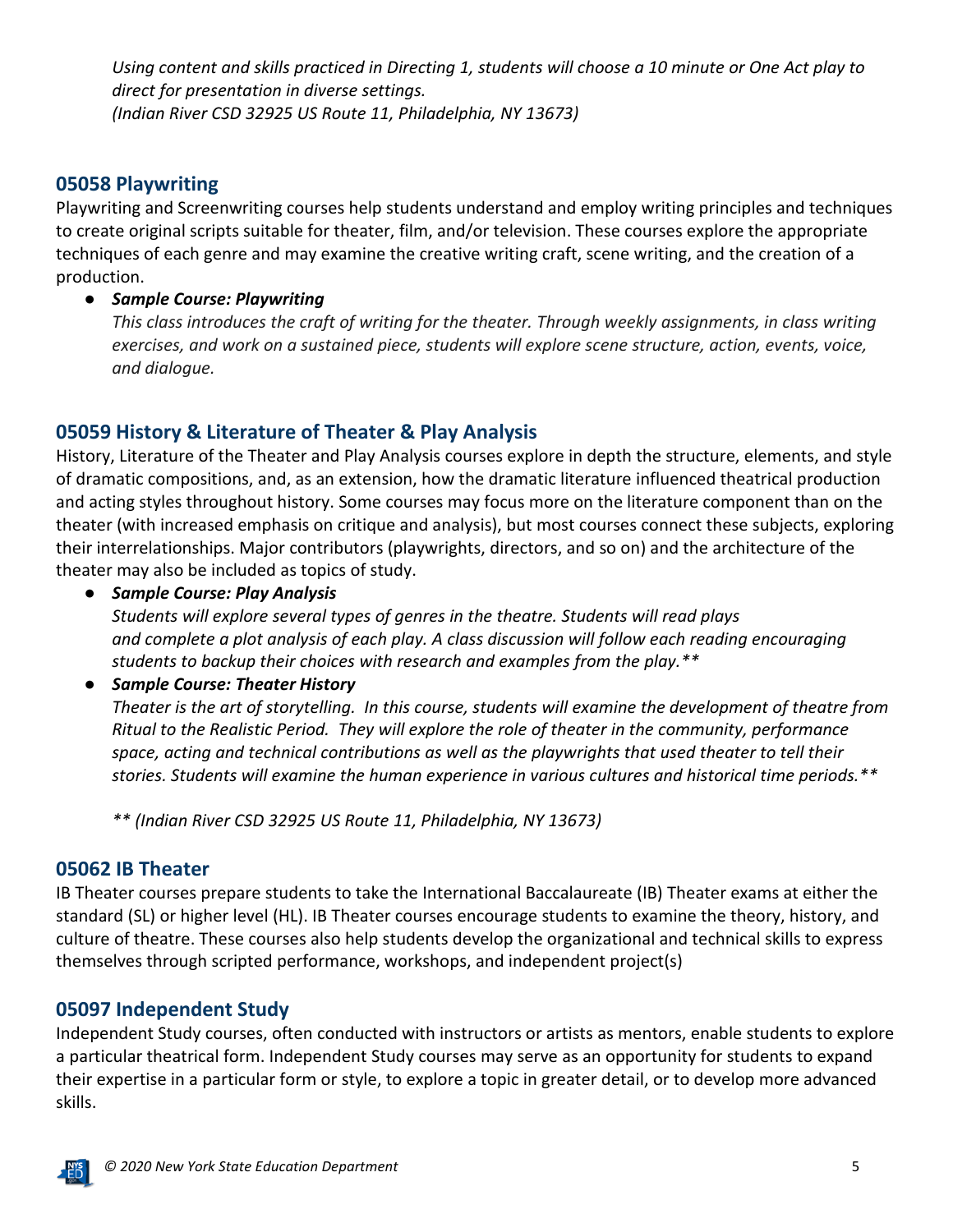*Using content and skills practiced in Directing 1, students will choose a 10 minute or One Act play to direct for presentation in diverse settings.*
*(Indian River CSD 32925 US Route 11, Philadelphia, NY 13673)*

## 05058 Playwriting

Playwriting and Screenwriting courses help students understand and employ writing principles and techniques to create original scripts suitable for theater, film, and/or television. These courses explore the appropriate techniques of each genre and may examine the creative writing craft, scene writing, and the creation of a production.

- ***Sample Course: Playwriting***
  *This class introduces the craft of writing for the theater. Through weekly assignments, in class writing exercises, and work on a sustained piece, students will explore scene structure, action, events, voice, and dialogue.*

## 05059 History & Literature of Theater & Play Analysis

History, Literature of the Theater and Play Analysis courses explore in depth the structure, elements, and style of dramatic compositions, and, as an extension, how the dramatic literature influenced theatrical production and acting styles throughout history. Some courses may focus more on the literature component than on the theater (with increased emphasis on critique and analysis), but most courses connect these subjects, exploring their interrelationships. Major contributors (playwrights, directors, and so on) and the architecture of the theater may also be included as topics of study.

- ***Sample Course: Play Analysis***
  *Students will explore several types of genres in the theatre. Students will read plays and complete a plot analysis of each play. A class discussion will follow each reading encouraging students to backup their choices with research and examples from the play.***
- ***Sample Course: Theater History***
  *Theater is the art of storytelling. In this course, students will examine the development of theatre from Ritual to the Realistic Period. They will explore the role of theater in the community, performance space, acting and technical contributions as well as the playwrights that used theater to tell their stories. Students will examine the human experience in various cultures and historical time periods.***

  *** (Indian River CSD 32925 US Route 11, Philadelphia, NY 13673)*

## 05062 IB Theater

IB Theater courses prepare students to take the International Baccalaureate (IB) Theater exams at either the standard (SL) or higher level (HL). IB Theater courses encourage students to examine the theory, history, and culture of theatre. These courses also help students develop the organizational and technical skills to express themselves through scripted performance, workshops, and independent project(s)

## 05097 Independent Study

Independent Study courses, often conducted with instructors or artists as mentors, enable students to explore a particular theatrical form. Independent Study courses may serve as an opportunity for students to expand their expertise in a particular form or style, to explore a topic in greater detail, or to develop more advanced skills.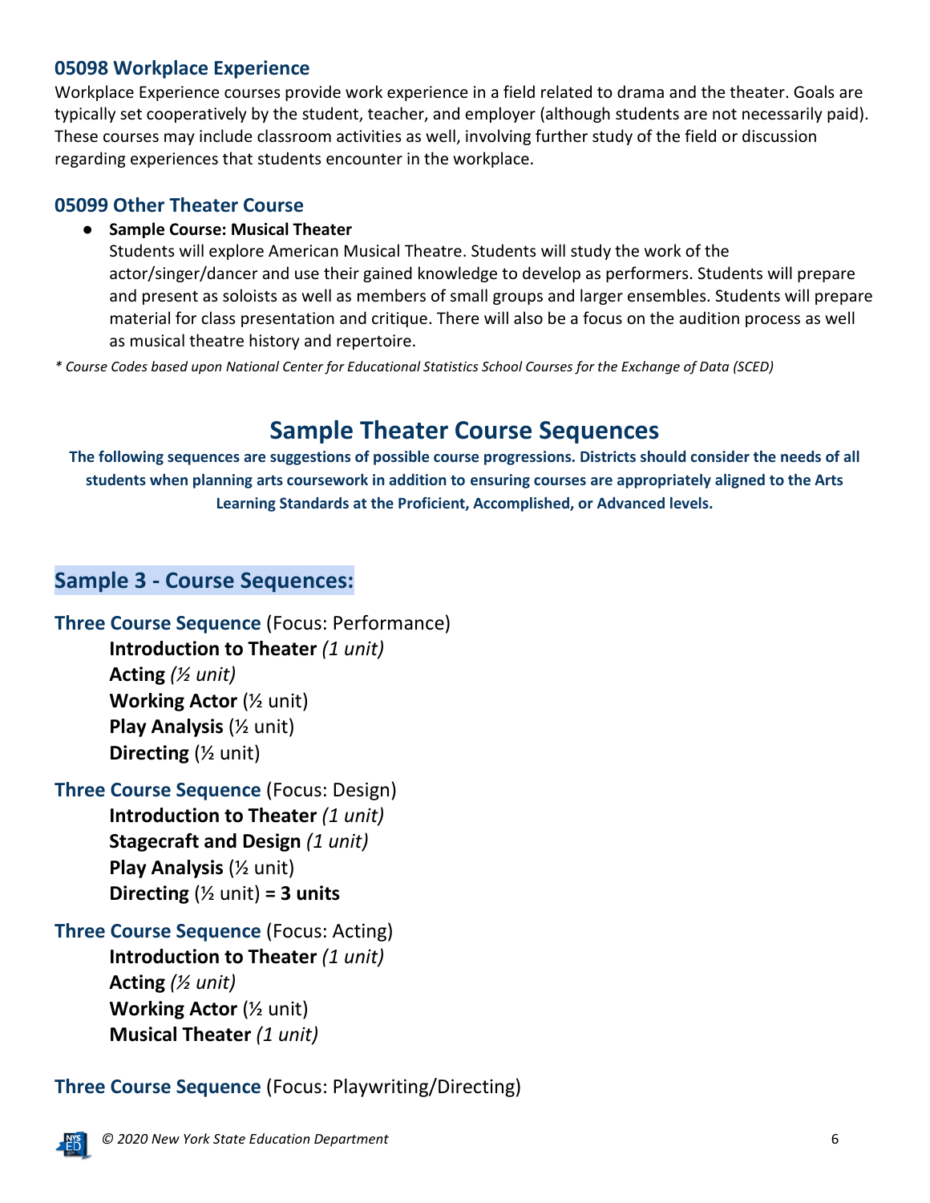### 05098 Workplace Experience

Workplace Experience courses provide work experience in a field related to drama and the theater. Goals are typically set cooperatively by the student, teacher, and employer (although students are not necessarily paid). These courses may include classroom activities as well, involving further study of the field or discussion regarding experiences that students encounter in the workplace.

### 05099 Other Theater Course

- **Sample Course: Musical Theater**
  Students will explore American Musical Theatre. Students will study the work of the actor/singer/dancer and use their gained knowledge to develop as performers. Students will prepare and present as soloists as well as members of small groups and larger ensembles. Students will prepare material for class presentation and critique. There will also be a focus on the audition process as well as musical theatre history and repertoire.

*\* Course Codes based upon National Center for Educational Statistics School Courses for the Exchange of Data (SCED)*

## Sample Theater Course Sequences

**The following sequences are suggestions of possible course progressions. Districts should consider the needs of all students when planning arts coursework in addition to ensuring courses are appropriately aligned to the Arts Learning Standards at the Proficient, Accomplished, or Advanced levels.**

### Sample 3 - Course Sequences:

**Three Course Sequence** (Focus: Performance)

**Introduction to Theater** *(1 unit)*
**Acting** *(½ unit)*
**Working Actor** (½ unit)
**Play Analysis** (½ unit)
**Directing** (½ unit)

**Three Course Sequence** (Focus: Design)

**Introduction to Theater** *(1 unit)*
**Stagecraft and Design** *(1 unit)*
**Play Analysis** (½ unit)
**Directing** (½ unit) **= 3 units**

**Three Course Sequence** (Focus: Acting)

**Introduction to Theater** *(1 unit)*
**Acting** *(½ unit)*
**Working Actor** (½ unit)
**Musical Theater** *(1 unit)*

**Three Course Sequence** (Focus: Playwriting/Directing)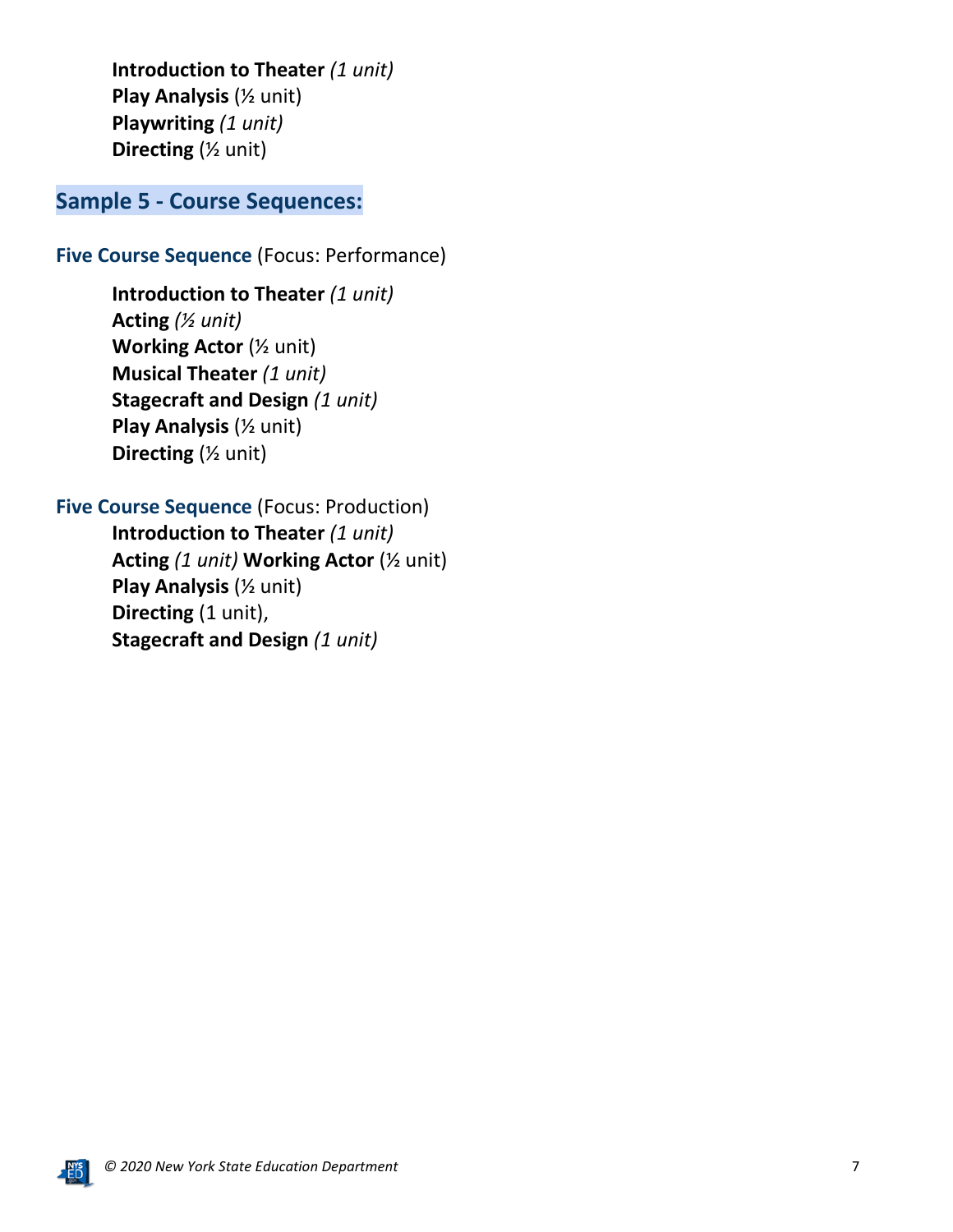**Introduction to Theater** *(1 unit)*
**Play Analysis** (½ unit)
**Playwriting** *(1 unit)*
**Directing** (½ unit)

## Sample 5 - Course Sequences:

**Five Course Sequence** (Focus: Performance)

**Introduction to Theater** *(1 unit)*
**Acting** *(½ unit)*
**Working Actor** (½ unit)
**Musical Theater** *(1 unit)*
**Stagecraft and Design** *(1 unit)*
**Play Analysis** (½ unit)
**Directing** (½ unit)

**Five Course Sequence** (Focus: Production)

**Introduction to Theater** *(1 unit)*
**Acting** *(1 unit)* **Working Actor** (½ unit)
**Play Analysis** (½ unit)
**Directing** (1 unit),
**Stagecraft and Design** *(1 unit)*

© 2020 New York State Education Department